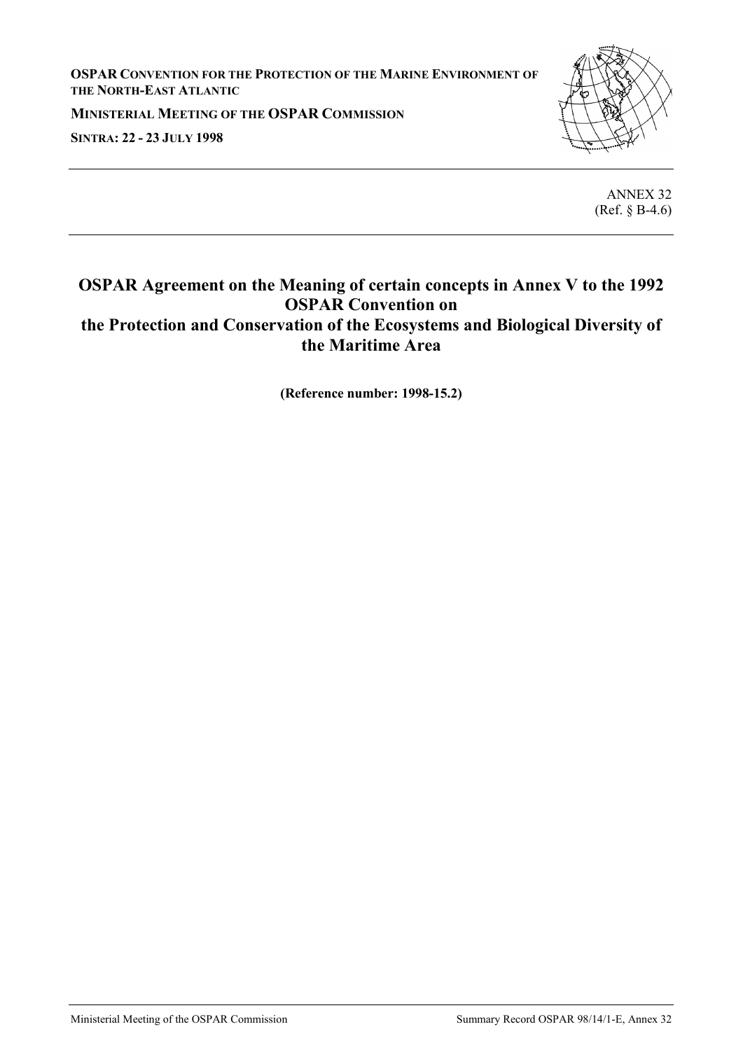**OSPAR CONVENTION FOR THE PROTECTION OF THE MARINE ENVIRONMENT OF THE NORTH-EAST ATLANTIC**

**MINISTERIAL MEETING OF THE OSPAR COMMISSION**

**SINTRA: 22 - 23 JULY 1998**

ANNEX 32
(Ref. § B-4.6)

# OSPAR Agreement on the Meaning of certain concepts in Annex V to the 1992 OSPAR Convention on the Protection and Conservation of the Ecosystems and Biological Diversity of the Maritime Area

**(Reference number: 1998-15.2)**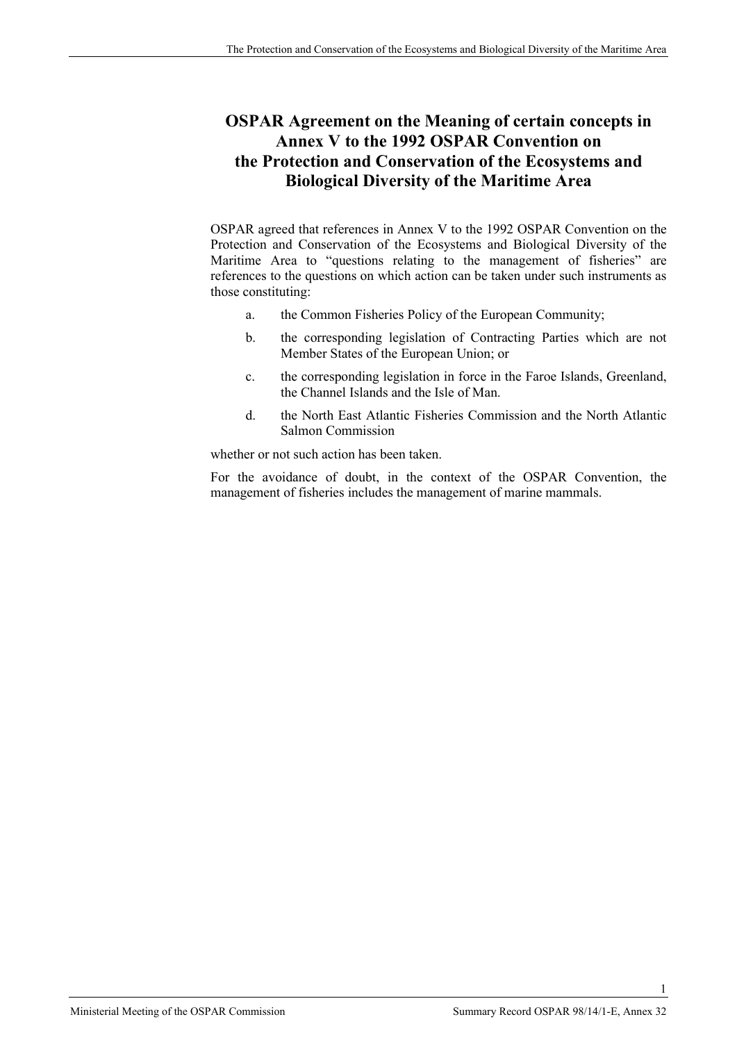# OSPAR Agreement on the Meaning of certain concepts in Annex V to the 1992 OSPAR Convention on the Protection and Conservation of the Ecosystems and Biological Diversity of the Maritime Area

OSPAR agreed that references in Annex V to the 1992 OSPAR Convention on the Protection and Conservation of the Ecosystems and Biological Diversity of the Maritime Area to "questions relating to the management of fisheries" are references to the questions on which action can be taken under such instruments as those constituting:

a. the Common Fisheries Policy of the European Community;

b. the corresponding legislation of Contracting Parties which are not Member States of the European Union; or

c. the corresponding legislation in force in the Faroe Islands, Greenland, the Channel Islands and the Isle of Man.

d. the North East Atlantic Fisheries Commission and the North Atlantic Salmon Commission

whether or not such action has been taken.

For the avoidance of doubt, in the context of the OSPAR Convention, the management of fisheries includes the management of marine mammals.